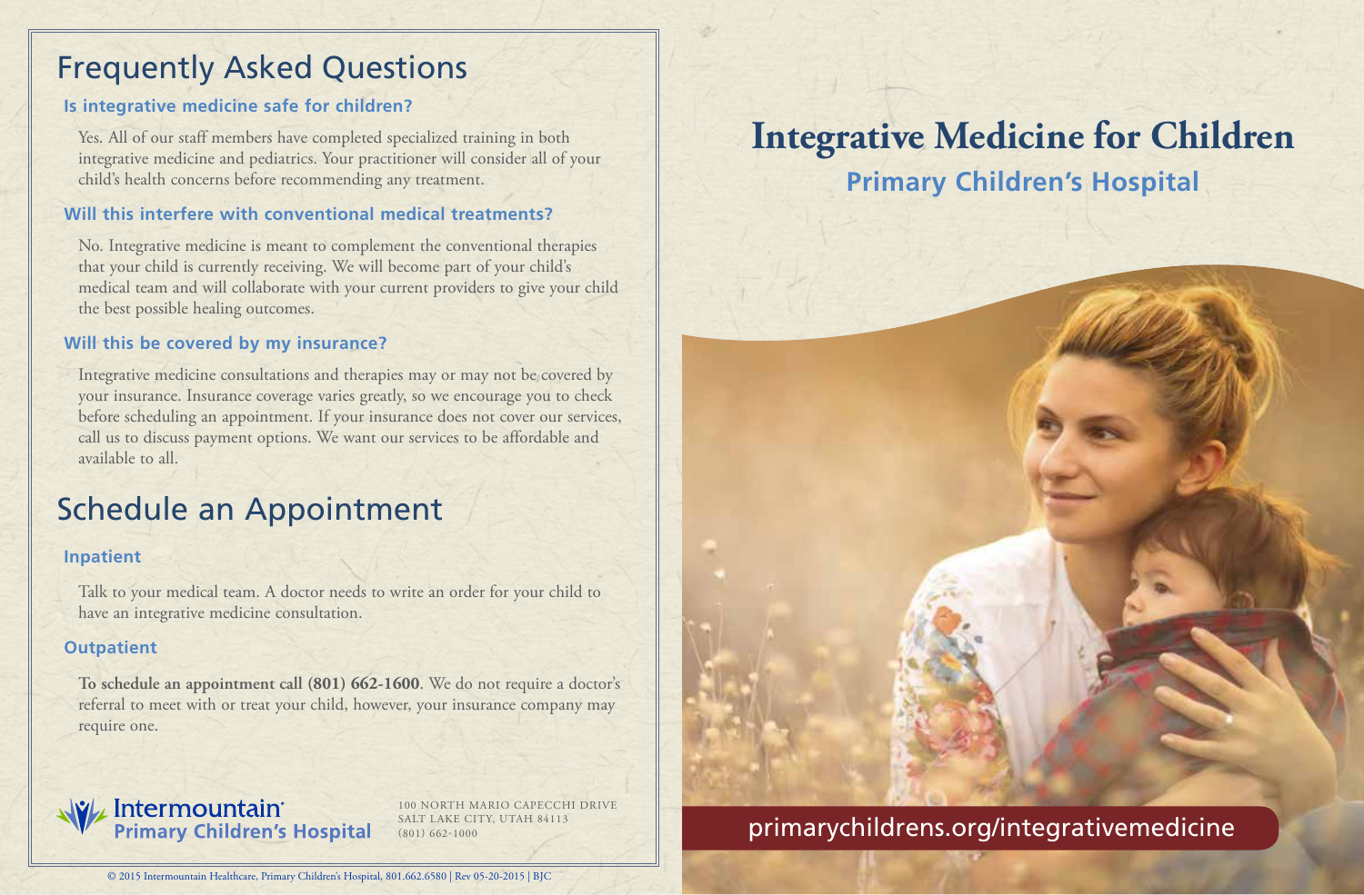## Frequently Asked Questions

### Is integrative medicine safe for children?

Yes. All of our staff members have completed specialized training in both integrative medicine and pediatrics. Your practitioner will consider all of your child's health concerns before recommending any treatment.

### Will this interfere with conventional medical treatments?

No. Integrative medicine is meant to complement the conventional therapies that your child is currently receiving. We will become part of your child's medical team and will collaborate with your current providers to give your child the best possible healing outcomes.

### Will this be covered by my insurance?

Integrative medicine consultations and therapies may or may not be covered by your insurance. Insurance coverage varies greatly, so we encourage you to check before scheduling an appointment. If your insurance does not cover our services, call us to discuss payment options. We want our services to be affordable and available to all.

## Schedule an Appointment

### Inpatient

Talk to your medical team. A doctor needs to write an order for your child to have an integrative medicine consultation.

### Outpatient

**To schedule an appointment call (801) 662-1600**. We do not require a doctor's referral to meet with or treat your child, however, your insurance company may require one.

Intermountain
Primary Children's Hospital

100 NORTH MARIO CAPECCHI DRIVE
SALT LAKE CITY, UTAH 84113
(801) 662-1000

© 2015 Intermountain Healthcare, Primary Children's Hospital, 801.662.6580 | Rev 05-20-2015 | BJC

# Integrative Medicine for Children

## Primary Children's Hospital

primarychildrens.org/integrativemedicine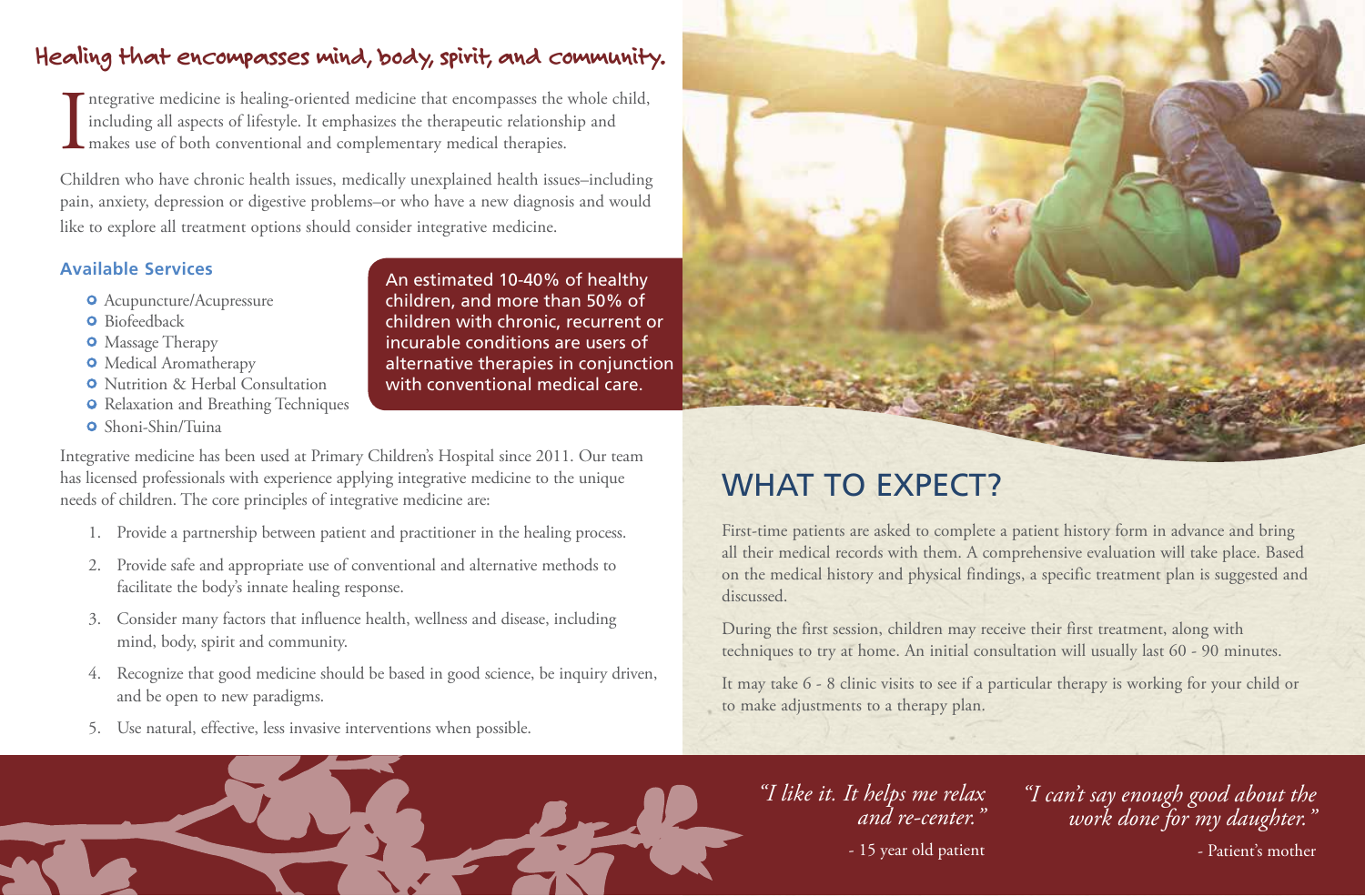## Healing that encompasses mind, body, spirit, and community.

Integrative medicine is healing-oriented medicine that encompasses the whole child, including all aspects of lifestyle. It emphasizes the therapeutic relationship and makes use of both conventional and complementary medical therapies.

Children who have chronic health issues, medically unexplained health issues–including pain, anxiety, depression or digestive problems–or who have a new diagnosis and would like to explore all treatment options should consider integrative medicine.

### Available Services

- Acupuncture/Acupressure
- Biofeedback
- Massage Therapy
- Medical Aromatherapy
- Nutrition & Herbal Consultation
- Relaxation and Breathing Techniques
- Shoni-Shin/Tuina

An estimated 10-40% of healthy children, and more than 50% of children with chronic, recurrent or incurable conditions are users of alternative therapies in conjunction with conventional medical care.

Integrative medicine has been used at Primary Children's Hospital since 2011. Our team has licensed professionals with experience applying integrative medicine to the unique needs of children. The core principles of integrative medicine are:

1. Provide a partnership between patient and practitioner in the healing process.
2. Provide safe and appropriate use of conventional and alternative methods to facilitate the body's innate healing response.
3. Consider many factors that influence health, wellness and disease, including mind, body, spirit and community.
4. Recognize that good medicine should be based in good science, be inquiry driven, and be open to new paradigms.
5. Use natural, effective, less invasive interventions when possible.

## WHAT TO EXPECT?

First-time patients are asked to complete a patient history form in advance and bring all their medical records with them. A comprehensive evaluation will take place. Based on the medical history and physical findings, a specific treatment plan is suggested and discussed.

During the first session, children may receive their first treatment, along with techniques to try at home. An initial consultation will usually last 60 - 90 minutes.

It may take 6 - 8 clinic visits to see if a particular therapy is working for your child or to make adjustments to a therapy plan.

*"I like it. It helps me relax and re-center."*

- 15 year old patient

*"I can't say enough good about the work done for my daughter."*

- Patient's mother